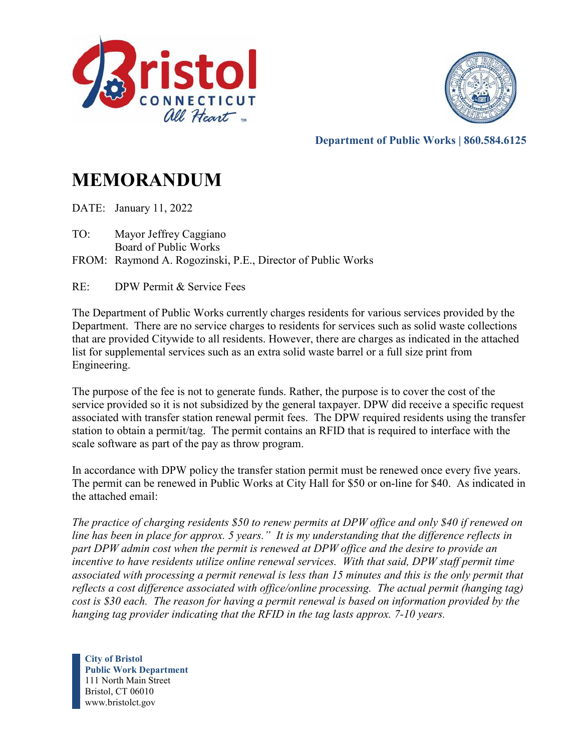Department of Public Works | 860.584.6125

# MEMORANDUM

DATE: January 11, 2022

TO: Mayor Jeffrey Caggiano
Board of Public Works

FROM: Raymond A. Rogozinski, P.E., Director of Public Works

RE: DPW Permit & Service Fees

The Department of Public Works currently charges residents for various services provided by the Department. There are no service charges to residents for services such as solid waste collections that are provided Citywide to all residents. However, there are charges as indicated in the attached list for supplemental services such as an extra solid waste barrel or a full size print from Engineering.

The purpose of the fee is not to generate funds. Rather, the purpose is to cover the cost of the service provided so it is not subsidized by the general taxpayer. DPW did receive a specific request associated with transfer station renewal permit fees. The DPW required residents using the transfer station to obtain a permit/tag. The permit contains an RFID that is required to interface with the scale software as part of the pay as throw program.

In accordance with DPW policy the transfer station permit must be renewed once every five years. The permit can be renewed in Public Works at City Hall for $50 or on-line for $40. As indicated in the attached email:

*The practice of charging residents $50 to renew permits at DPW office and only $40 if renewed on line has been in place for approx. 5 years." It is my understanding that the difference reflects in part DPW admin cost when the permit is renewed at DPW office and the desire to provide an incentive to have residents utilize online renewal services. With that said, DPW staff permit time associated with processing a permit renewal is less than 15 minutes and this is the only permit that reflects a cost difference associated with office/online processing. The actual permit (hanging tag) cost is $30 each. The reason for having a permit renewal is based on information provided by the hanging tag provider indicating that the RFID in the tag lasts approx. 7-10 years.*

**City of Bristol**
**Public Work Department**
111 North Main Street
Bristol, CT 06010
www.bristolct.gov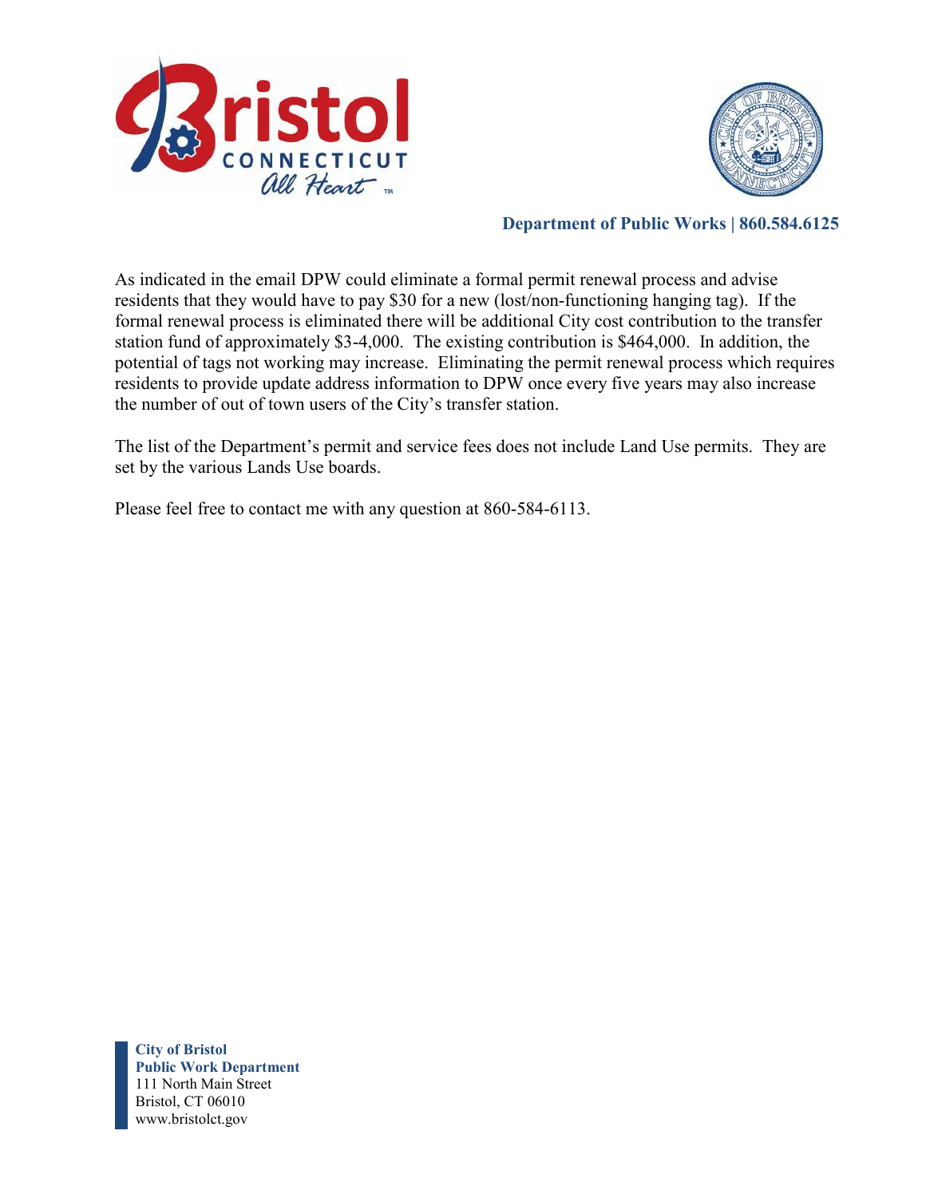**Department of Public Works | 860.584.6125**

As indicated in the email DPW could eliminate a formal permit renewal process and advise residents that they would have to pay $30 for a new (lost/non-functioning hanging tag). If the formal renewal process is eliminated there will be additional City cost contribution to the transfer station fund of approximately $3-4,000. The existing contribution is $464,000. In addition, the potential of tags not working may increase. Eliminating the permit renewal process which requires residents to provide update address information to DPW once every five years may also increase the number of out of town users of the City's transfer station.

The list of the Department's permit and service fees does not include Land Use permits. They are set by the various Lands Use boards.

Please feel free to contact me with any question at 860-584-6113.

**City of Bristol**
**Public Work Department**
111 North Main Street
Bristol, CT 06010
www.bristolct.gov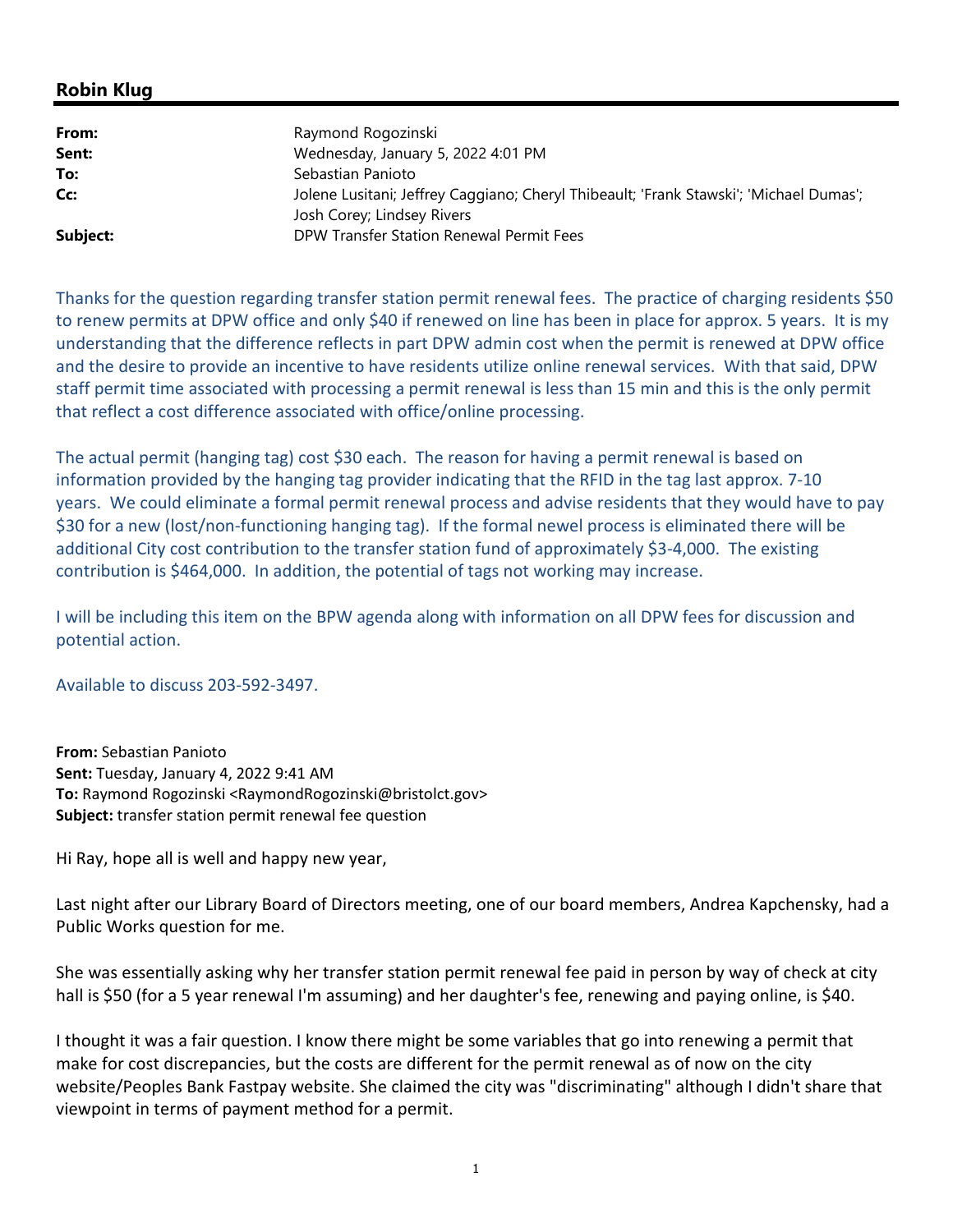## Robin Klug

| | |
|---|---|
| **From:** | Raymond Rogozinski |
| **Sent:** | Wednesday, January 5, 2022 4:01 PM |
| **To:** | Sebastian Panioto |
| **Cc:** | Jolene Lusitani; Jeffrey Caggiano; Cheryl Thibeault; 'Frank Stawski'; 'Michael Dumas'; Josh Corey; Lindsey Rivers |
| **Subject:** | DPW Transfer Station Renewal Permit Fees |

Thanks for the question regarding transfer station permit renewal fees. The practice of charging residents $50 to renew permits at DPW office and only $40 if renewed on line has been in place for approx. 5 years. It is my understanding that the difference reflects in part DPW admin cost when the permit is renewed at DPW office and the desire to provide an incentive to have residents utilize online renewal services. With that said, DPW staff permit time associated with processing a permit renewal is less than 15 min and this is the only permit that reflect a cost difference associated with office/online processing.

The actual permit (hanging tag) cost $30 each. The reason for having a permit renewal is based on information provided by the hanging tag provider indicating that the RFID in the tag last approx. 7-10 years. We could eliminate a formal permit renewal process and advise residents that they would have to pay $30 for a new (lost/non-functioning hanging tag). If the formal newel process is eliminated there will be additional City cost contribution to the transfer station fund of approximately $3-4,000. The existing contribution is $464,000. In addition, the potential of tags not working may increase.

I will be including this item on the BPW agenda along with information on all DPW fees for discussion and potential action.

Available to discuss 203-592-3497.

**From:** Sebastian Panioto
**Sent:** Tuesday, January 4, 2022 9:41 AM
**To:** Raymond Rogozinski <RaymondRogozinski@bristolct.gov>
**Subject:** transfer station permit renewal fee question

Hi Ray, hope all is well and happy new year,

Last night after our Library Board of Directors meeting, one of our board members, Andrea Kapchensky, had a Public Works question for me.

She was essentially asking why her transfer station permit renewal fee paid in person by way of check at city hall is $50 (for a 5 year renewal I'm assuming) and her daughter's fee, renewing and paying online, is $40.

I thought it was a fair question. I know there might be some variables that go into renewing a permit that make for cost discrepancies, but the costs are different for the permit renewal as of now on the city website/Peoples Bank Fastpay website. She claimed the city was "discriminating" although I didn't share that viewpoint in terms of payment method for a permit.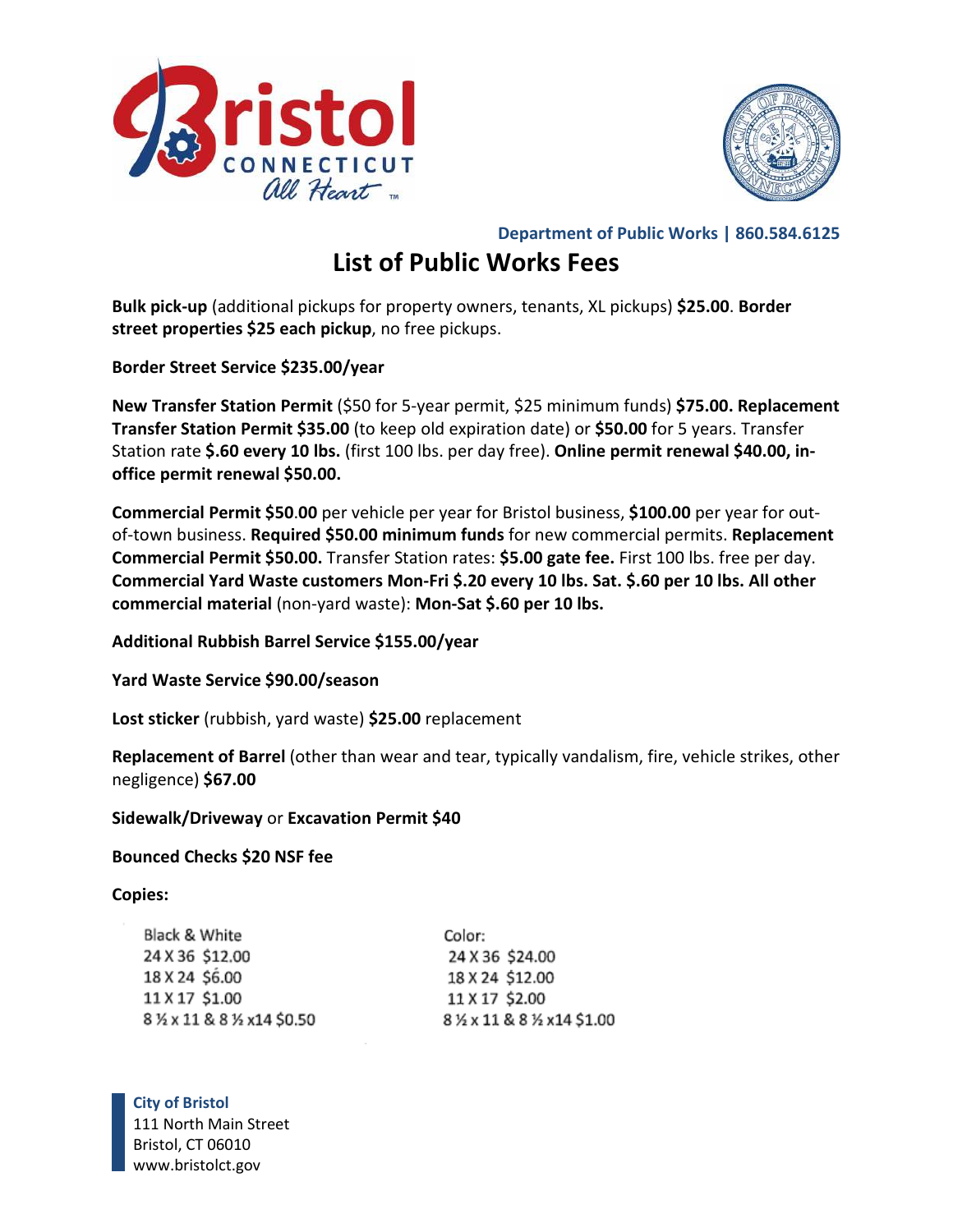**Department of Public Works | 860.584.6125**

# List of Public Works Fees

**Bulk pick-up** (additional pickups for property owners, tenants, XL pickups) **$25.00**. **Border street properties $25 each pickup**, no free pickups.

**Border Street Service $235.00/year**

**New Transfer Station Permit** ($50 for 5-year permit, $25 minimum funds) **$75.00. Replacement Transfer Station Permit $35.00** (to keep old expiration date) or **$50.00** for 5 years. Transfer Station rate **$.60 every 10 lbs.** (first 100 lbs. per day free). **Online permit renewal $40.00, in-office permit renewal $50.00.**

**Commercial Permit $50.00** per vehicle per year for Bristol business, **$100.00** per year for out-of-town business. **Required $50.00 minimum funds** for new commercial permits. **Replacement Commercial Permit $50.00.** Transfer Station rates: **$5.00 gate fee.** First 100 lbs. free per day. **Commercial Yard Waste customers Mon-Fri $.20 every 10 lbs. Sat. $.60 per 10 lbs. All other commercial material** (non-yard waste): **Mon-Sat $.60 per 10 lbs.**

**Additional Rubbish Barrel Service $155.00/year**

**Yard Waste Service $90.00/season**

**Lost sticker** (rubbish, yard waste) **$25.00** replacement

**Replacement of Barrel** (other than wear and tear, typically vandalism, fire, vehicle strikes, other negligence) **$67.00**

**Sidewalk/Driveway** or **Excavation Permit $40**

**Bounced Checks $20 NSF fee**

**Copies:**

| Black & White | Color: |
|---|---|
| 24 X 36 $12.00 | 24 X 36 $24.00 |
| 18 X 24 $6.00 | 18 X 24 $12.00 |
| 11 X 17 $1.00 | 11 X 17 $2.00 |
| 8 ½ x 11 & 8 ½ x14 $0.50 | 8 ½ x 11 & 8 ½ x14 $1.00 |

**City of Bristol**
111 North Main Street
Bristol, CT 06010
www.bristolct.gov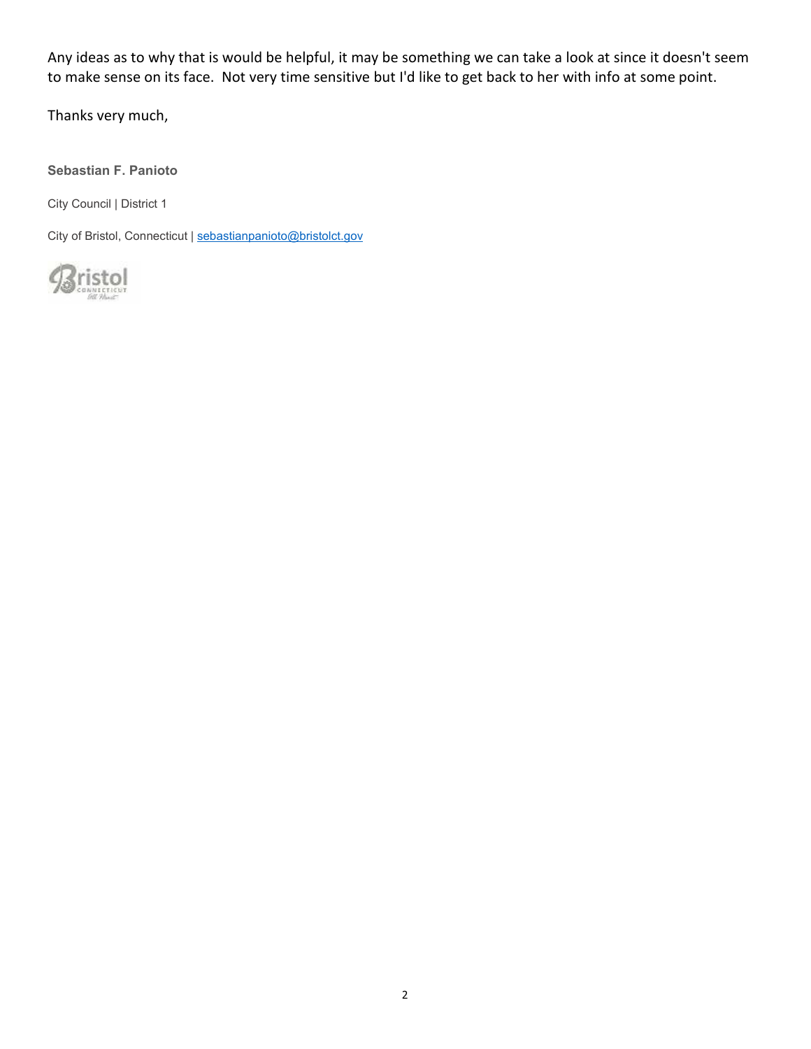Any ideas as to why that is would be helpful, it may be something we can take a look at since it doesn't seem to make sense on its face.  Not very time sensitive but I'd like to get back to her with info at some point.

Thanks very much,

**Sebastian F. Panioto**

City Council | District 1

City of Bristol, Connecticut | sebastianpanioto@bristolct.gov